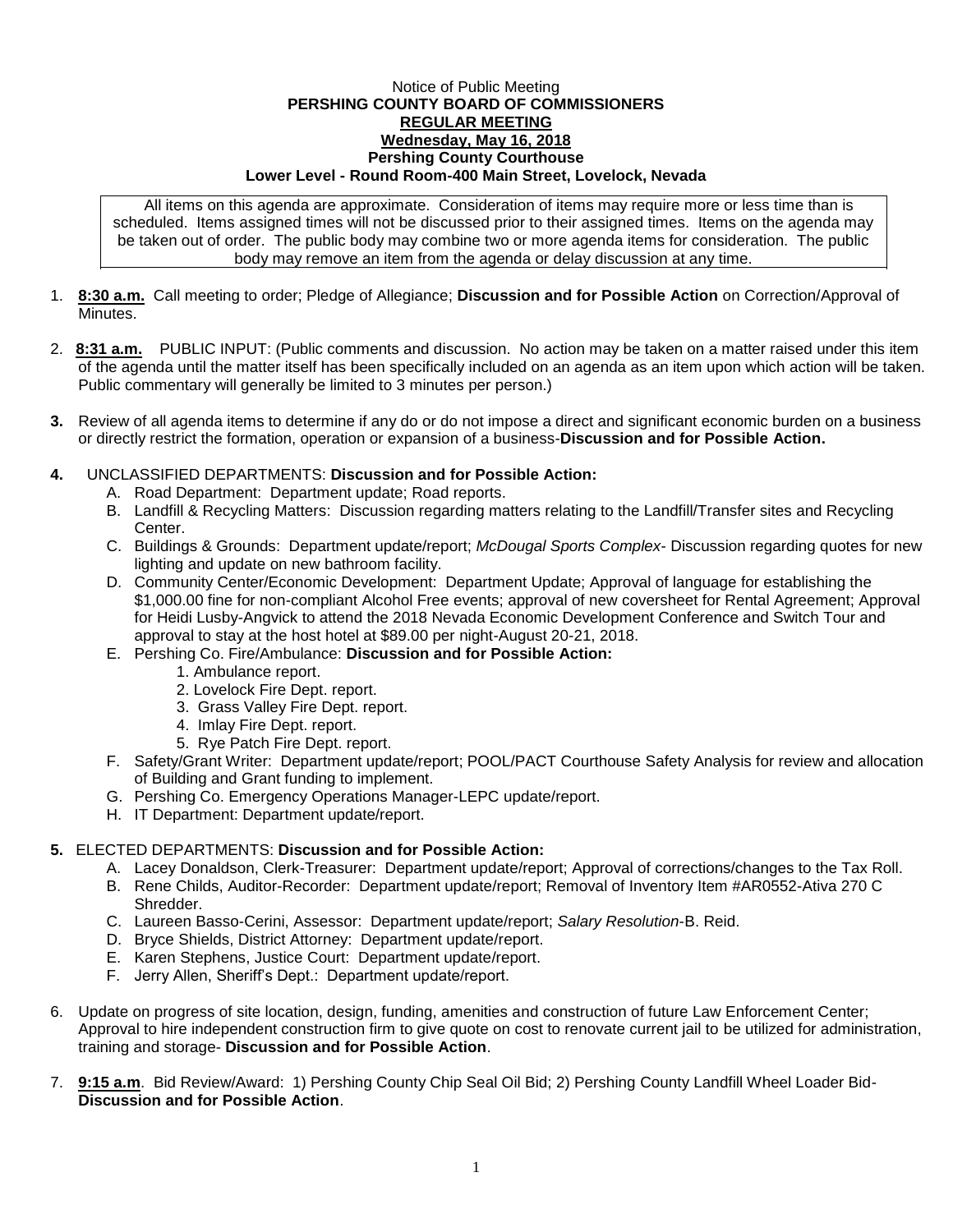Notice of Public Meeting

**PERSHING COUNTY BOARD OF COMMISSIONERS**

**REGULAR MEETING**

**Wednesday, May 16, 2018**

**Pershing County Courthouse**

**Lower Level - Round Room-400 Main Street, Lovelock, Nevada**

All items on this agenda are approximate. Consideration of items may require more or less time than is scheduled. Items assigned times will not be discussed prior to their assigned times. Items on the agenda may be taken out of order. The public body may combine two or more agenda items for consideration. The public body may remove an item from the agenda or delay discussion at any time.

1. **8:30 a.m.** Call meeting to order; Pledge of Allegiance; **Discussion and for Possible Action** on Correction/Approval of Minutes.

2. **8:31 a.m.** PUBLIC INPUT: (Public comments and discussion. No action may be taken on a matter raised under this item of the agenda until the matter itself has been specifically included on an agenda as an item upon which action will be taken. Public commentary will generally be limited to 3 minutes per person.)

3. Review of all agenda items to determine if any do or do not impose a direct and significant economic burden on a business or directly restrict the formation, operation or expansion of a business-**Discussion and for Possible Action.**

4. UNCLASSIFIED DEPARTMENTS: **Discussion and for Possible Action:**
   - A. Road Department: Department update; Road reports.
   - B. Landfill & Recycling Matters: Discussion regarding matters relating to the Landfill/Transfer sites and Recycling Center.
   - C. Buildings & Grounds: Department update/report; *McDougal Sports Complex*- Discussion regarding quotes for new lighting and update on new bathroom facility.
   - D. Community Center/Economic Development: Department Update; Approval of language for establishing the $1,000.00 fine for non-compliant Alcohol Free events; approval of new coversheet for Rental Agreement; Approval for Heidi Lusby-Angvick to attend the 2018 Nevada Economic Development Conference and Switch Tour and approval to stay at the host hotel at $89.00 per night-August 20-21, 2018.
   - E. Pershing Co. Fire/Ambulance: **Discussion and for Possible Action:**
     1. Ambulance report.
     2. Lovelock Fire Dept. report.
     3. Grass Valley Fire Dept. report.
     4. Imlay Fire Dept. report.
     5. Rye Patch Fire Dept. report.
   - F. Safety/Grant Writer: Department update/report; POOL/PACT Courthouse Safety Analysis for review and allocation of Building and Grant funding to implement.
   - G. Pershing Co. Emergency Operations Manager-LEPC update/report.
   - H. IT Department: Department update/report.

5. ELECTED DEPARTMENTS: **Discussion and for Possible Action:**
   - A. Lacey Donaldson, Clerk-Treasurer: Department update/report; Approval of corrections/changes to the Tax Roll.
   - B. Rene Childs, Auditor-Recorder: Department update/report; Removal of Inventory Item #AR0552-Ativa 270 C Shredder.
   - C. Laureen Basso-Cerini, Assessor: Department update/report; *Salary Resolution*-B. Reid.
   - D. Bryce Shields, District Attorney: Department update/report.
   - E. Karen Stephens, Justice Court: Department update/report.
   - F. Jerry Allen, Sheriff's Dept.: Department update/report.

6. Update on progress of site location, design, funding, amenities and construction of future Law Enforcement Center; Approval to hire independent construction firm to give quote on cost to renovate current jail to be utilized for administration, training and storage- **Discussion and for Possible Action**.

7. **9:15 a.m**. Bid Review/Award: 1) Pershing County Chip Seal Oil Bid; 2) Pershing County Landfill Wheel Loader Bid- **Discussion and for Possible Action**.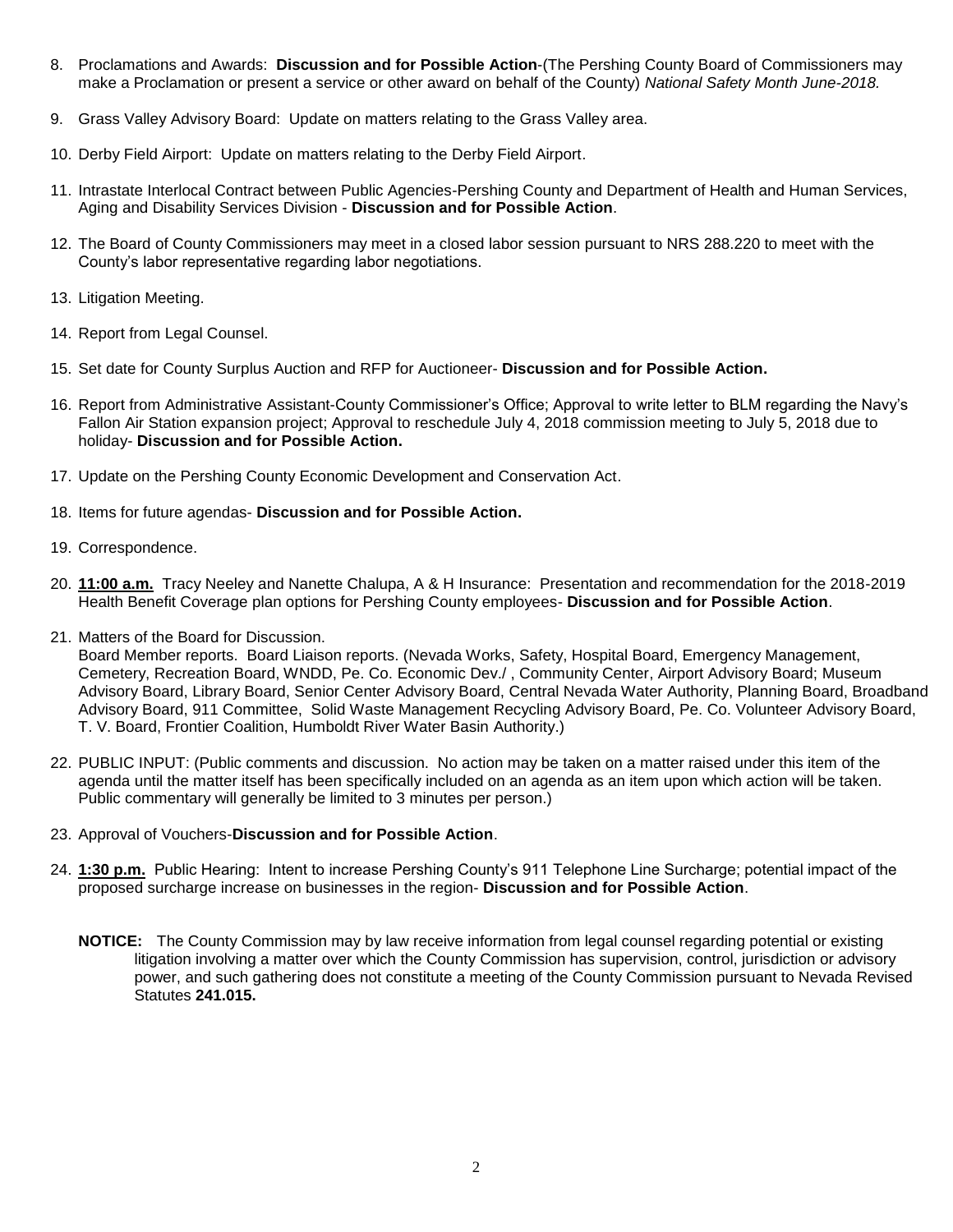8. Proclamations and Awards: **Discussion and for Possible Action**-(The Pershing County Board of Commissioners may make a Proclamation or present a service or other award on behalf of the County) *National Safety Month June-2018.*

9. Grass Valley Advisory Board: Update on matters relating to the Grass Valley area.

10. Derby Field Airport: Update on matters relating to the Derby Field Airport.

11. Intrastate Interlocal Contract between Public Agencies-Pershing County and Department of Health and Human Services, Aging and Disability Services Division - **Discussion and for Possible Action**.

12. The Board of County Commissioners may meet in a closed labor session pursuant to NRS 288.220 to meet with the County's labor representative regarding labor negotiations.

13. Litigation Meeting.

14. Report from Legal Counsel.

15. Set date for County Surplus Auction and RFP for Auctioneer- **Discussion and for Possible Action.**

16. Report from Administrative Assistant-County Commissioner's Office; Approval to write letter to BLM regarding the Navy's Fallon Air Station expansion project; Approval to reschedule July 4, 2018 commission meeting to July 5, 2018 due to holiday- **Discussion and for Possible Action.**

17. Update on the Pershing County Economic Development and Conservation Act.

18. Items for future agendas- **Discussion and for Possible Action.**

19. Correspondence.

20. **11:00 a.m.** Tracy Neeley and Nanette Chalupa, A & H Insurance: Presentation and recommendation for the 2018-2019 Health Benefit Coverage plan options for Pershing County employees- **Discussion and for Possible Action**.

21. Matters of the Board for Discussion.
    Board Member reports. Board Liaison reports. (Nevada Works, Safety, Hospital Board, Emergency Management, Cemetery, Recreation Board, WNDD, Pe. Co. Economic Dev./ , Community Center, Airport Advisory Board; Museum Advisory Board, Library Board, Senior Center Advisory Board, Central Nevada Water Authority, Planning Board, Broadband Advisory Board, 911 Committee, Solid Waste Management Recycling Advisory Board, Pe. Co. Volunteer Advisory Board, T. V. Board, Frontier Coalition, Humboldt River Water Basin Authority.)

22. PUBLIC INPUT: (Public comments and discussion. No action may be taken on a matter raised under this item of the agenda until the matter itself has been specifically included on an agenda as an item upon which action will be taken. Public commentary will generally be limited to 3 minutes per person.)

23. Approval of Vouchers-**Discussion and for Possible Action**.

24. **1:30 p.m.** Public Hearing: Intent to increase Pershing County's 911 Telephone Line Surcharge; potential impact of the proposed surcharge increase on businesses in the region- **Discussion and for Possible Action**.

**NOTICE:** The County Commission may by law receive information from legal counsel regarding potential or existing litigation involving a matter over which the County Commission has supervision, control, jurisdiction or advisory power, and such gathering does not constitute a meeting of the County Commission pursuant to Nevada Revised Statutes **241.015.**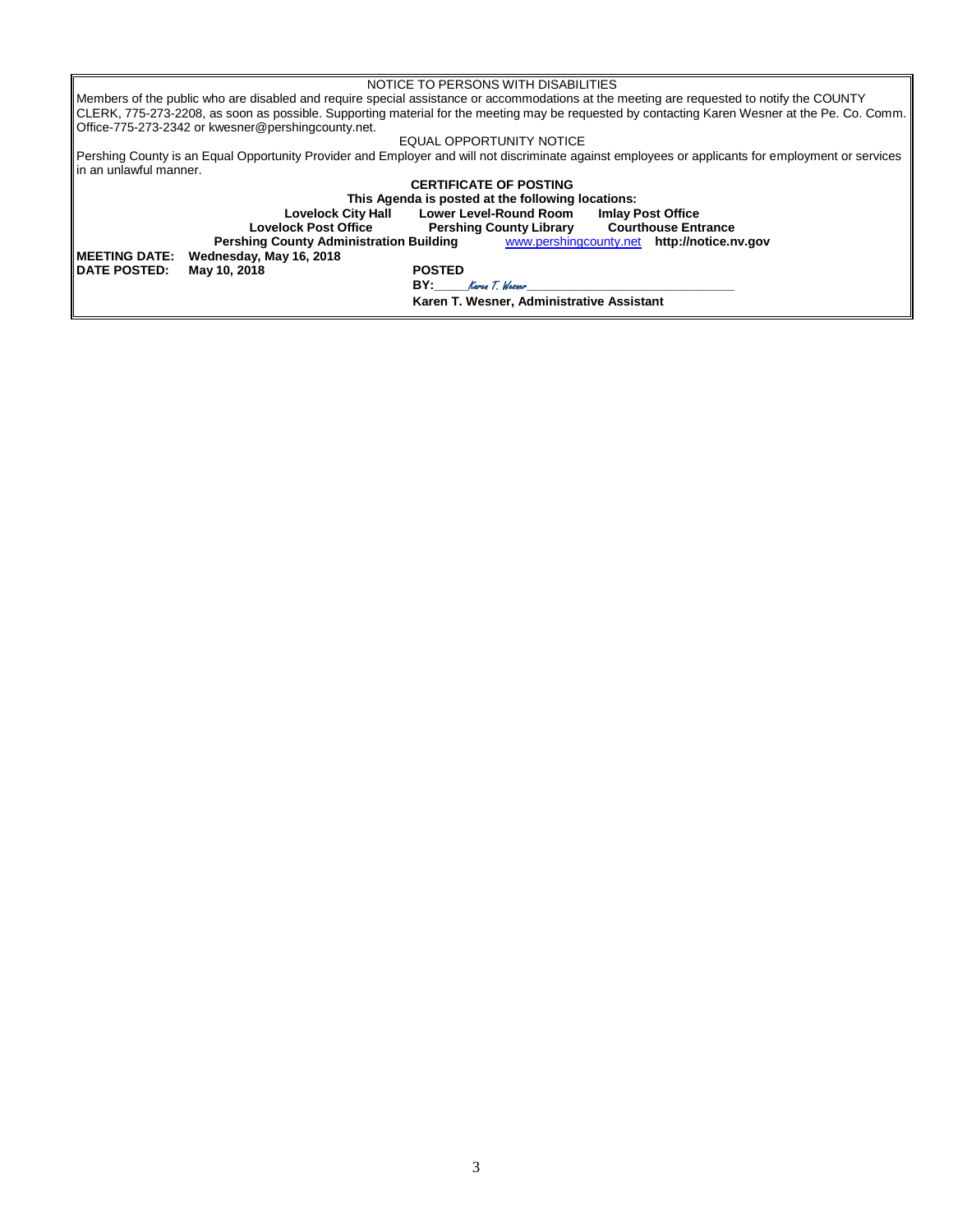NOTICE TO PERSONS WITH DISABILITIES

Members of the public who are disabled and require special assistance or accommodations at the meeting are requested to notify the COUNTY CLERK, 775-273-2208, as soon as possible. Supporting material for the meeting may be requested by contacting Karen Wesner at the Pe. Co. Comm. Office-775-273-2342 or kwesner@pershingcounty.net.

EQUAL OPPORTUNITY NOTICE

Pershing County is an Equal Opportunity Provider and Employer and will not discriminate against employees or applicants for employment or services in an unlawful manner.

**CERTIFICATE OF POSTING**

**This Agenda is posted at the following locations:**

**Lovelock City Hall** **Lower Level-Round Room** **Imlay Post Office**

**Lovelock Post Office** **Pershing County Library** **Courthouse Entrance**

**Pershing County Administration Building** www.pershingcounty.net **http://notice.nv.gov**

**MEETING DATE: Wednesday, May 16, 2018**

**DATE POSTED: May 10, 2018** **POSTED**

**BY:** *Karen T. Wesner*

**Karen T. Wesner, Administrative Assistant**